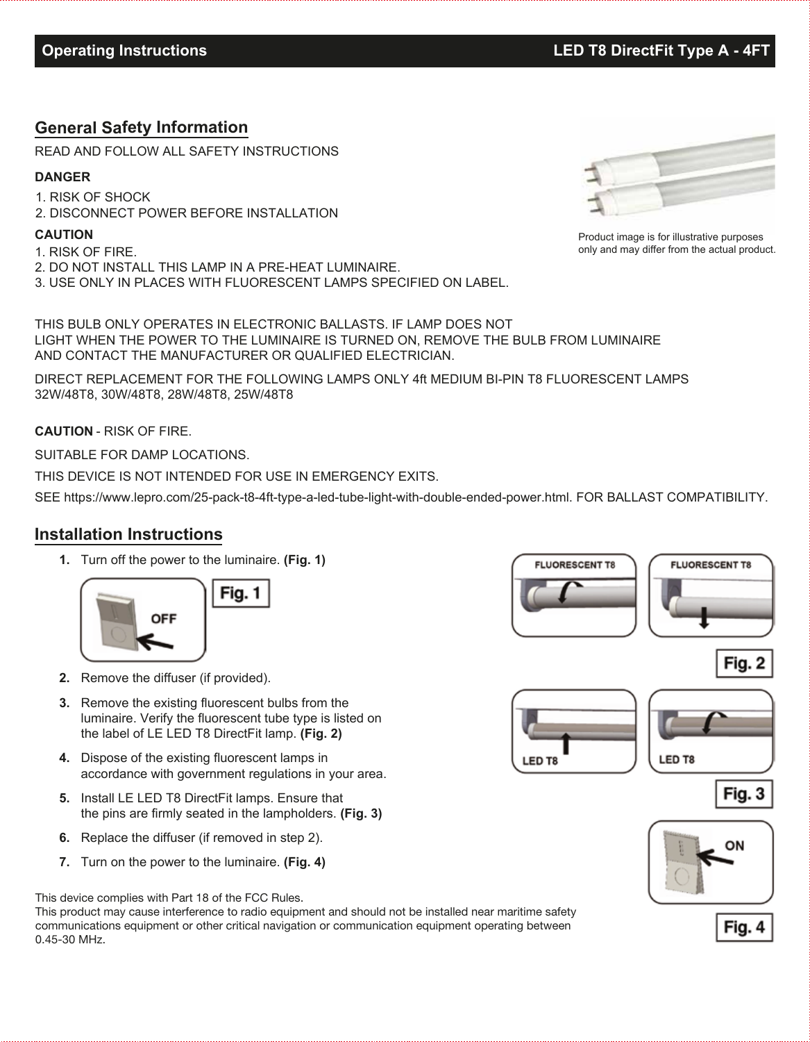# Operating Instructions — LED T8 DirectFit Type A - 4FT

## General Safety Information

READ AND FOLLOW ALL SAFETY INSTRUCTIONS

**DANGER**

1. RISK OF SHOCK
2. DISCONNECT POWER BEFORE INSTALLATION

**CAUTION**

1. RISK OF FIRE.
2. DO NOT INSTALL THIS LAMP IN A PRE-HEAT LUMINAIRE.
3. USE ONLY IN PLACES WITH FLUORESCENT LAMPS SPECIFIED ON LABEL.

Product image is for illustrative purposes only and may differ from the actual product.

THIS BULB ONLY OPERATES IN ELECTRONIC BALLASTS. IF LAMP DOES NOT LIGHT WHEN THE POWER TO THE LUMINAIRE IS TURNED ON, REMOVE THE BULB FROM LUMINAIRE AND CONTACT THE MANUFACTURER OR QUALIFIED ELECTRICIAN.

DIRECT REPLACEMENT FOR THE FOLLOWING LAMPS ONLY 4ft MEDIUM BI-PIN T8 FLUORESCENT LAMPS 32W/48T8, 30W/48T8, 28W/48T8, 25W/48T8

**CAUTION** - RISK OF FIRE.

SUITABLE FOR DAMP LOCATIONS.

THIS DEVICE IS NOT INTENDED FOR USE IN EMERGENCY EXITS.

SEE https://www.lepro.com/25-pack-t8-4ft-type-a-led-tube-light-with-double-ended-power.html. FOR BALLAST COMPATIBILITY.

## Installation Instructions

1. Turn off the power to the luminaire. **(Fig. 1)**

   Fig. 1 — OFF

2. Remove the diffuser (if provided).
3. Remove the existing fluorescent bulbs from the luminaire. Verify the fluorescent tube type is listed on the label of LE LED T8 DirectFit lamp. **(Fig. 2)**
4. Dispose of the existing fluorescent lamps in accordance with government regulations in your area.
5. Install LE LED T8 DirectFit lamps. Ensure that the pins are firmly seated in the lampholders. **(Fig. 3)**
6. Replace the diffuser (if removed in step 2).
7. Turn on the power to the luminaire. **(Fig. 4)**

Fig. 2 — FLUORESCENT T8 / FLUORESCENT T8

Fig. 3 — LED T8 / LED T8

Fig. 4 — ON

This device complies with Part 18 of the FCC Rules.
This product may cause interference to radio equipment and should not be installed near maritime safety communications equipment or other critical navigation or communication equipment operating between 0.45-30 MHz.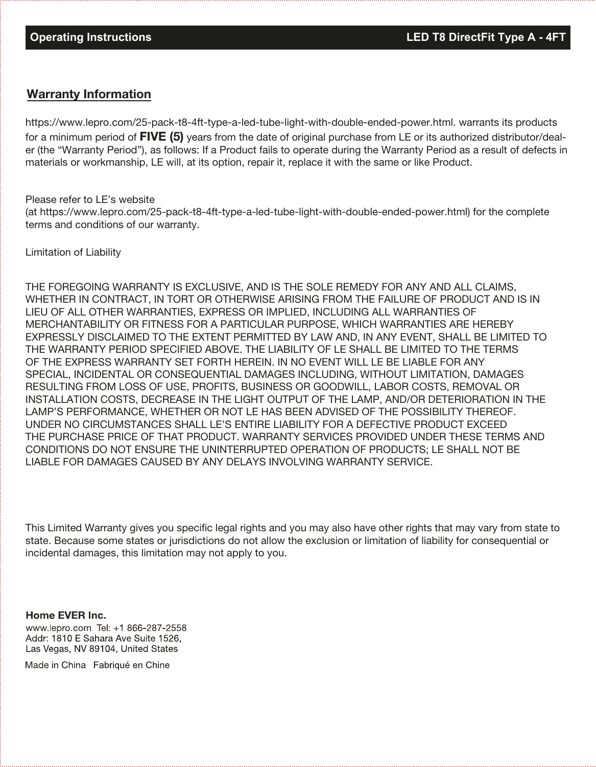## Warranty Information

https://www.lepro.com/25-pack-t8-4ft-type-a-led-tube-light-with-double-ended-power.html. warrants its products for a minimum period of **FIVE (5)** years from the date of original purchase from LE or its authorized distributor/dealer (the "Warranty Period"), as follows: If a Product fails to operate during the Warranty Period as a result of defects in materials or workmanship, LE will, at its option, repair it, replace it with the same or like Product.

Please refer to LE's website
(at https://www.lepro.com/25-pack-t8-4ft-type-a-led-tube-light-with-double-ended-power.html) for the complete terms and conditions of our warranty.

Limitation of Liability

THE FOREGOING WARRANTY IS EXCLUSIVE, AND IS THE SOLE REMEDY FOR ANY AND ALL CLAIMS, WHETHER IN CONTRACT, IN TORT OR OTHERWISE ARISING FROM THE FAILURE OF PRODUCT AND IS IN LIEU OF ALL OTHER WARRANTIES, EXPRESS OR IMPLIED, INCLUDING ALL WARRANTIES OF MERCHANTABILITY OR FITNESS FOR A PARTICULAR PURPOSE, WHICH WARRANTIES ARE HEREBY EXPRESSLY DISCLAIMED TO THE EXTENT PERMITTED BY LAW AND, IN ANY EVENT, SHALL BE LIMITED TO THE WARRANTY PERIOD SPECIFIED ABOVE. THE LIABILITY OF LE SHALL BE LIMITED TO THE TERMS OF THE EXPRESS WARRANTY SET FORTH HEREIN. IN NO EVENT WILL LE BE LIABLE FOR ANY SPECIAL, INCIDENTAL OR CONSEQUENTIAL DAMAGES INCLUDING, WITHOUT LIMITATION, DAMAGES RESULTING FROM LOSS OF USE, PROFITS, BUSINESS OR GOODWILL, LABOR COSTS, REMOVAL OR INSTALLATION COSTS, DECREASE IN THE LIGHT OUTPUT OF THE LAMP, AND/OR DETERIORATION IN THE LAMP'S PERFORMANCE, WHETHER OR NOT LE HAS BEEN ADVISED OF THE POSSIBILITY THEREOF. UNDER NO CIRCUMSTANCES SHALL LE'S ENTIRE LIABILITY FOR A DEFECTIVE PRODUCT EXCEED THE PURCHASE PRICE OF THAT PRODUCT. WARRANTY SERVICES PROVIDED UNDER THESE TERMS AND CONDITIONS DO NOT ENSURE THE UNINTERRUPTED OPERATION OF PRODUCTS; LE SHALL NOT BE LIABLE FOR DAMAGES CAUSED BY ANY DELAYS INVOLVING WARRANTY SERVICE.

This Limited Warranty gives you specific legal rights and you may also have other rights that may vary from state to state. Because some states or jurisdictions do not allow the exclusion or limitation of liability for consequential or incidental damages, this limitation may not apply to you.

**Home EVER Inc.**
www.lepro.com Tel: +1 866-287-2558
Addr: 1810 E Sahara Ave Suite 1526,
Las Vegas, NV 89104, United States

Made in China Fabriqué en Chine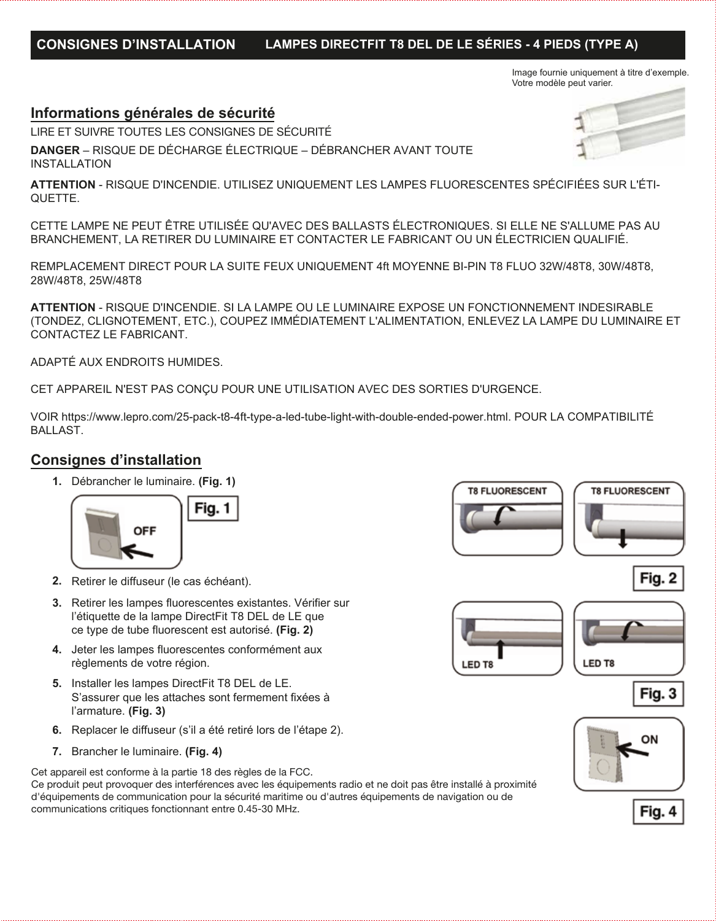# CONSIGNES D'INSTALLATION — LAMPES DIRECTFIT T8 DEL DE LE SÉRIES - 4 PIEDS (TYPE A)

Image fournie uniquement à titre d'exemple.
Votre modèle peut varier.

## Informations générales de sécurité

LIRE ET SUIVRE TOUTES LES CONSIGNES DE SÉCURITÉ

**DANGER** – RISQUE DE DÉCHARGE ÉLECTRIQUE – DÉBRANCHER AVANT TOUTE INSTALLATION

**ATTENTION** - RISQUE D'INCENDIE. UTILISEZ UNIQUEMENT LES LAMPES FLUORESCENTES SPÉCIFIÉES SUR L'ÉTIQUETTE.

CETTE LAMPE NE PEUT ÊTRE UTILISÉE QU'AVEC DES BALLASTS ÉLECTRONIQUES. SI ELLE NE S'ALLUME PAS AU BRANCHEMENT, LA RETIRER DU LUMINAIRE ET CONTACTER LE FABRICANT OU UN ÉLECTRICIEN QUALIFIÉ.

REMPLACEMENT DIRECT POUR LA SUITE FEUX UNIQUEMENT 4ft MOYENNE BI-PIN T8 FLUO 32W/48T8, 30W/48T8, 28W/48T8, 25W/48T8

**ATTENTION** - RISQUE D'INCENDIE. SI LA LAMPE OU LE LUMINAIRE EXPOSE UN FONCTIONNEMENT INDESIRABLE (TONDEZ, CLIGNOTEMENT, ETC.), COUPEZ IMMÉDIATEMENT L'ALIMENTATION, ENLEVEZ LA LAMPE DU LUMINAIRE ET CONTACTEZ LE FABRICANT.

ADAPTÉ AUX ENDROITS HUMIDES.

CET APPAREIL N'EST PAS CONÇU POUR UNE UTILISATION AVEC DES SORTIES D'URGENCE.

VOIR https://www.lepro.com/25-pack-t8-4ft-type-a-led-tube-light-with-double-ended-power.html. POUR LA COMPATIBILITÉ BALLAST.

## Consignes d'installation

1. Débrancher le luminaire. **(Fig. 1)**

   OFF — **Fig. 1**

2. Retirer le diffuseur (le cas échéant).
3. Retirer les lampes fluorescentes existantes. Vérifier sur l'étiquette de la lampe DirectFit T8 DEL de LE que ce type de tube fluorescent est autorisé. **(Fig. 2)**
4. Jeter les lampes fluorescentes conformément aux règlements de votre région.
5. Installer les lampes DirectFit T8 DEL de LE. S'assurer que les attaches sont fermement fixées à l'armature. **(Fig. 3)**
6. Replacer le diffuseur (s'il a été retiré lors de l'étape 2).
7. Brancher le luminaire. **(Fig. 4)**

T8 FLUORESCENT — T8 FLUORESCENT — **Fig. 2**

LED T8 — LED T8 — **Fig. 3**

ON — **Fig. 4**

Cet appareil est conforme à la partie 18 des règles de la FCC.
Ce produit peut provoquer des interférences avec les équipements radio et ne doit pas être installé à proximité d'équipements de communication pour la sécurité maritime ou d'autres équipements de navigation ou de communications critiques fonctionnant entre 0.45-30 MHz.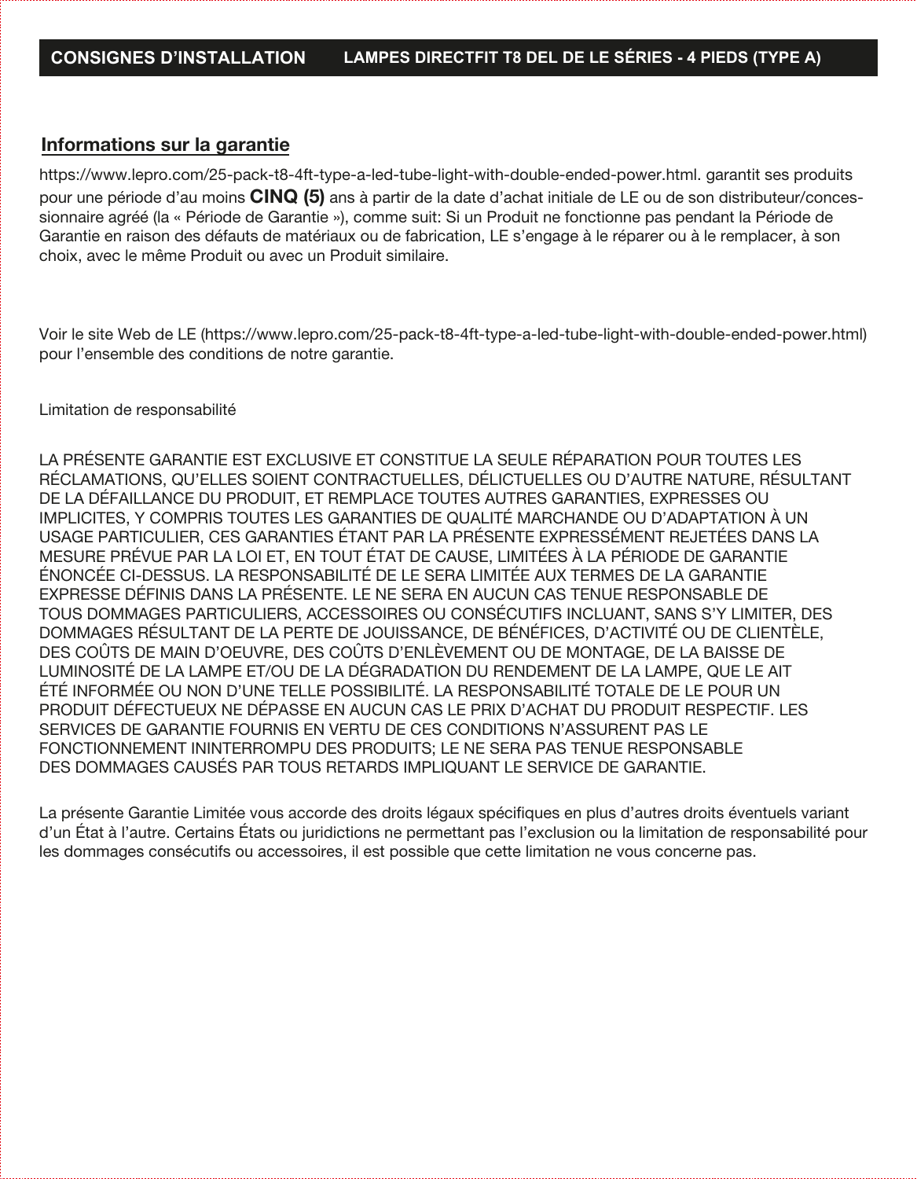**CONSIGNES D'INSTALLATION** **LAMPES DIRECTFIT T8 DEL DE LE SÉRIES - 4 PIEDS (TYPE A)**

## Informations sur la garantie

https://www.lepro.com/25-pack-t8-4ft-type-a-led-tube-light-with-double-ended-power.html. garantit ses produits pour une période d'au moins **CINQ (5)** ans à partir de la date d'achat initiale de LE ou de son distributeur/concessionnaire agréé (la « Période de Garantie »), comme suit: Si un Produit ne fonctionne pas pendant la Période de Garantie en raison des défauts de matériaux ou de fabrication, LE s'engage à le réparer ou à le remplacer, à son choix, avec le même Produit ou avec un Produit similaire.

Voir le site Web de LE (https://www.lepro.com/25-pack-t8-4ft-type-a-led-tube-light-with-double-ended-power.html) pour l'ensemble des conditions de notre garantie.

Limitation de responsabilité

LA PRÉSENTE GARANTIE EST EXCLUSIVE ET CONSTITUE LA SEULE RÉPARATION POUR TOUTES LES RÉCLAMATIONS, QU'ELLES SOIENT CONTRACTUELLES, DÉLICTUELLES OU D'AUTRE NATURE, RÉSULTANT DE LA DÉFAILLANCE DU PRODUIT, ET REMPLACE TOUTES AUTRES GARANTIES, EXPRESSES OU IMPLICITES, Y COMPRIS TOUTES LES GARANTIES DE QUALITÉ MARCHANDE OU D'ADAPTATION À UN USAGE PARTICULIER, CES GARANTIES ÉTANT PAR LA PRÉSENTE EXPRESSÉMENT REJETÉES DANS LA MESURE PRÉVUE PAR LA LOI ET, EN TOUT ÉTAT DE CAUSE, LIMITÉES À LA PÉRIODE DE GARANTIE ÉNONCÉE CI-DESSUS. LA RESPONSABILITÉ DE LE SERA LIMITÉE AUX TERMES DE LA GARANTIE EXPRESSE DÉFINIS DANS LA PRÉSENTE. LE NE SERA EN AUCUN CAS TENUE RESPONSABLE DE TOUS DOMMAGES PARTICULIERS, ACCESSOIRES OU CONSÉCUTIFS INCLUANT, SANS S'Y LIMITER, DES DOMMAGES RÉSULTANT DE LA PERTE DE JOUISSANCE, DE BÉNÉFICES, D'ACTIVITÉ OU DE CLIENTÈLE, DES COÛTS DE MAIN D'OEUVRE, DES COÛTS D'ENLÈVEMENT OU DE MONTAGE, DE LA BAISSE DE LUMINOSITÉ DE LA LAMPE ET/OU DE LA DÉGRADATION DU RENDEMENT DE LA LAMPE, QUE LE AIT ÉTÉ INFORMÉE OU NON D'UNE TELLE POSSIBILITÉ. LA RESPONSABILITÉ TOTALE DE LE POUR UN PRODUIT DÉFECTUEUX NE DÉPASSE EN AUCUN CAS LE PRIX D'ACHAT DU PRODUIT RESPECTIF. LES SERVICES DE GARANTIE FOURNIS EN VERTU DE CES CONDITIONS N'ASSURENT PAS LE FONCTIONNEMENT ININTERROMPU DES PRODUITS; LE NE SERA PAS TENUE RESPONSABLE DES DOMMAGES CAUSÉS PAR TOUS RETARDS IMPLIQUANT LE SERVICE DE GARANTIE.

La présente Garantie Limitée vous accorde des droits légaux spécifiques en plus d'autres droits éventuels variant d'un État à l'autre. Certains États ou juridictions ne permettant pas l'exclusion ou la limitation de responsabilité pour les dommages consécutifs ou accessoires, il est possible que cette limitation ne vous concerne pas.